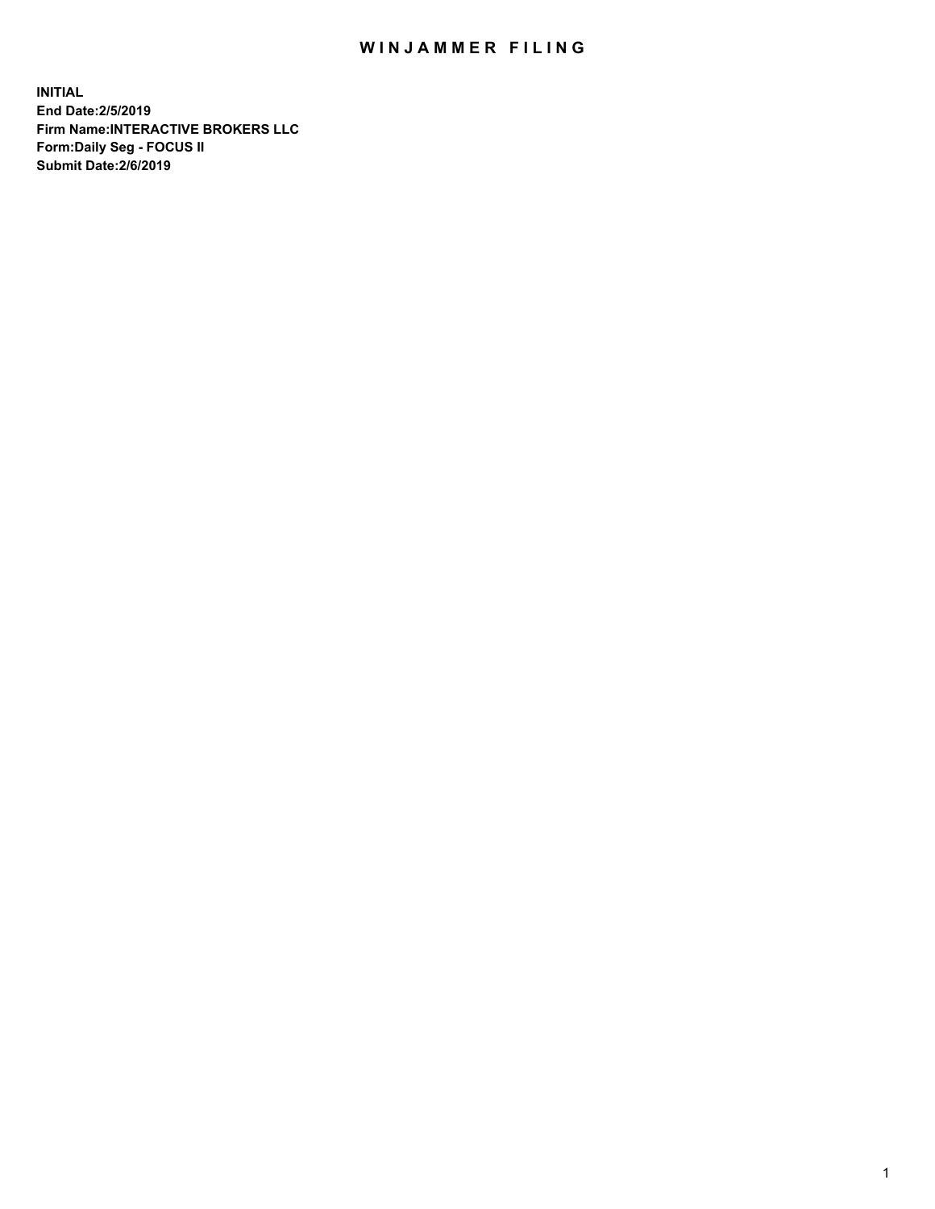# WINJAMMER FILING

**INITIAL**
**End Date:2/5/2019**
**Firm Name:INTERACTIVE BROKERS LLC**
**Form:Daily Seg - FOCUS II**
**Submit Date:2/6/2019**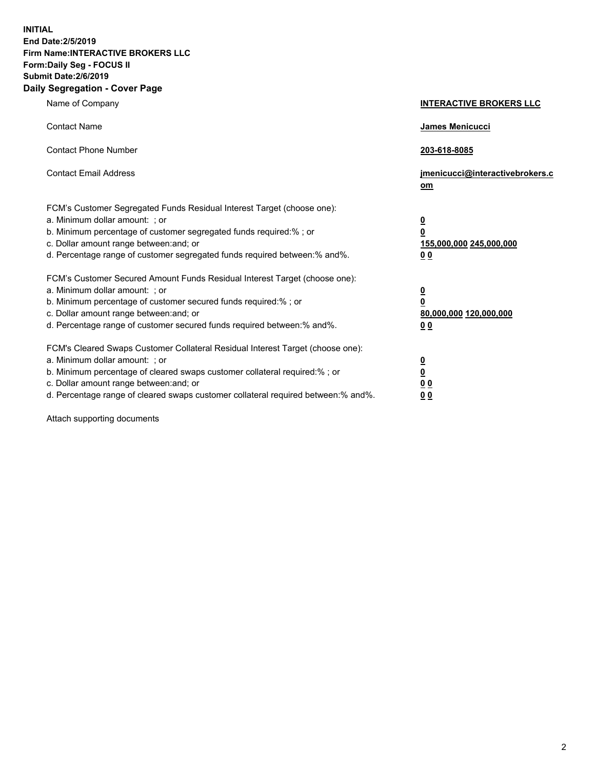**INITIAL**
**End Date:2/5/2019**
**Firm Name:INTERACTIVE BROKERS LLC**
**Form:Daily Seg - FOCUS II**
**Submit Date:2/6/2019**

## Daily Segregation - Cover Page

| | |
|---|---|
| Name of Company | **INTERACTIVE BROKERS LLC** |
| Contact Name | **James Menicucci** |
| Contact Phone Number | **203-618-8085** |
| Contact Email Address | **jmenicucci@interactivebrokers.com** |

FCM's Customer Segregated Funds Residual Interest Target (choose one):

| | |
|---|---|
| a. Minimum dollar amount: ; or | **0** |
| b. Minimum percentage of customer segregated funds required:% ; or | **0** |
| c. Dollar amount range between:and; or | **155,000,000 245,000,000** |
| d. Percentage range of customer segregated funds required between:% and%. | **0 0** |

FCM's Customer Secured Amount Funds Residual Interest Target (choose one):

| | |
|---|---|
| a. Minimum dollar amount: ; or | **0** |
| b. Minimum percentage of customer secured funds required:% ; or | **0** |
| c. Dollar amount range between:and; or | **80,000,000 120,000,000** |
| d. Percentage range of customer secured funds required between:% and%. | **0 0** |

FCM's Cleared Swaps Customer Collateral Residual Interest Target (choose one):

| | |
|---|---|
| a. Minimum dollar amount: ; or | **0** |
| b. Minimum percentage of cleared swaps customer collateral required:% ; or | **0** |
| c. Dollar amount range between:and; or | **0 0** |
| d. Percentage range of cleared swaps customer collateral required between:% and%. | **0 0** |

Attach supporting documents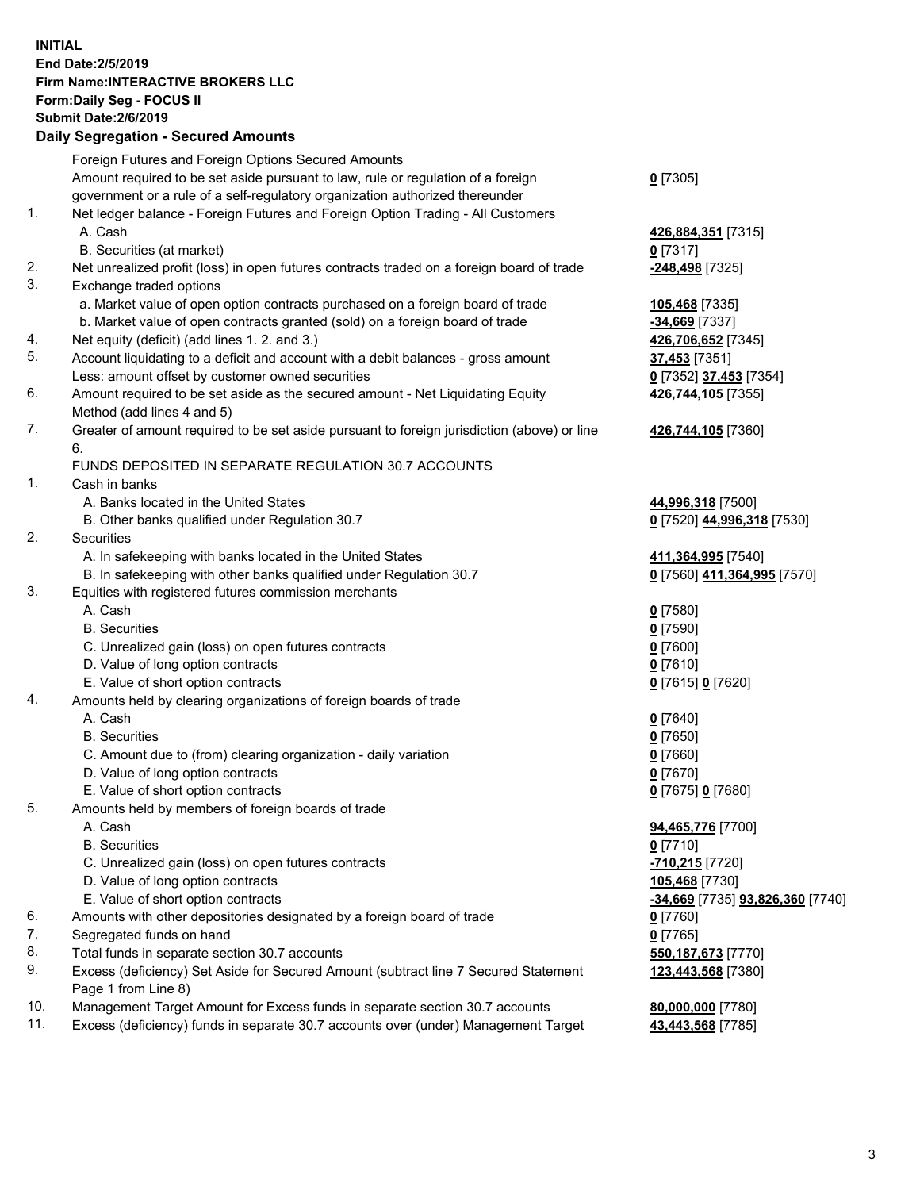**INITIAL**
**End Date:2/5/2019**
**Firm Name:INTERACTIVE BROKERS LLC**
**Form:Daily Seg - FOCUS II**
**Submit Date:2/6/2019**
**Daily Segregation - Secured Amounts**

| | | |
|---|---|---|
| | Foreign Futures and Foreign Options Secured Amounts | |
| | Amount required to be set aside pursuant to law, rule or regulation of a foreign government or a rule of a self-regulatory organization authorized thereunder | **0** [7305] |
| 1. | Net ledger balance - Foreign Futures and Foreign Option Trading - All Customers | |
| | A. Cash | **426,884,351** [7315] |
| | B. Securities (at market) | **0** [7317] |
| 2. | Net unrealized profit (loss) in open futures contracts traded on a foreign board of trade | **-248,498** [7325] |
| 3. | Exchange traded options | |
| | a. Market value of open option contracts purchased on a foreign board of trade | **105,468** [7335] |
| | b. Market value of open contracts granted (sold) on a foreign board of trade | **-34,669** [7337] |
| 4. | Net equity (deficit) (add lines 1. 2. and 3.) | **426,706,652** [7345] |
| 5. | Account liquidating to a deficit and account with a debit balances - gross amount | **37,453** [7351] |
| | Less: amount offset by customer owned securities | **0** [7352] **37,453** [7354] |
| 6. | Amount required to be set aside as the secured amount - Net Liquidating Equity Method (add lines 4 and 5) | **426,744,105** [7355] |
| 7. | Greater of amount required to be set aside pursuant to foreign jurisdiction (above) or line 6. | **426,744,105** [7360] |
| | FUNDS DEPOSITED IN SEPARATE REGULATION 30.7 ACCOUNTS | |
| 1. | Cash in banks | |
| | A. Banks located in the United States | **44,996,318** [7500] |
| | B. Other banks qualified under Regulation 30.7 | **0** [7520] **44,996,318** [7530] |
| 2. | Securities | |
| | A. In safekeeping with banks located in the United States | **411,364,995** [7540] |
| | B. In safekeeping with other banks qualified under Regulation 30.7 | **0** [7560] **411,364,995** [7570] |
| 3. | Equities with registered futures commission merchants | |
| | A. Cash | **0** [7580] |
| | B. Securities | **0** [7590] |
| | C. Unrealized gain (loss) on open futures contracts | **0** [7600] |
| | D. Value of long option contracts | **0** [7610] |
| | E. Value of short option contracts | **0** [7615] **0** [7620] |
| 4. | Amounts held by clearing organizations of foreign boards of trade | |
| | A. Cash | **0** [7640] |
| | B. Securities | **0** [7650] |
| | C. Amount due to (from) clearing organization - daily variation | **0** [7660] |
| | D. Value of long option contracts | **0** [7670] |
| | E. Value of short option contracts | **0** [7675] **0** [7680] |
| 5. | Amounts held by members of foreign boards of trade | |
| | A. Cash | **94,465,776** [7700] |
| | B. Securities | **0** [7710] |
| | C. Unrealized gain (loss) on open futures contracts | **-710,215** [7720] |
| | D. Value of long option contracts | **105,468** [7730] |
| | E. Value of short option contracts | **-34,669** [7735] **93,826,360** [7740] |
| 6. | Amounts with other depositories designated by a foreign board of trade | **0** [7760] |
| 7. | Segregated funds on hand | **0** [7765] |
| 8. | Total funds in separate section 30.7 accounts | **550,187,673** [7770] |
| 9. | Excess (deficiency) Set Aside for Secured Amount (subtract line 7 Secured Statement Page 1 from Line 8) | **123,443,568** [7380] |
| 10. | Management Target Amount for Excess funds in separate section 30.7 accounts | **80,000,000** [7780] |
| 11. | Excess (deficiency) funds in separate 30.7 accounts over (under) Management Target | **43,443,568** [7785] |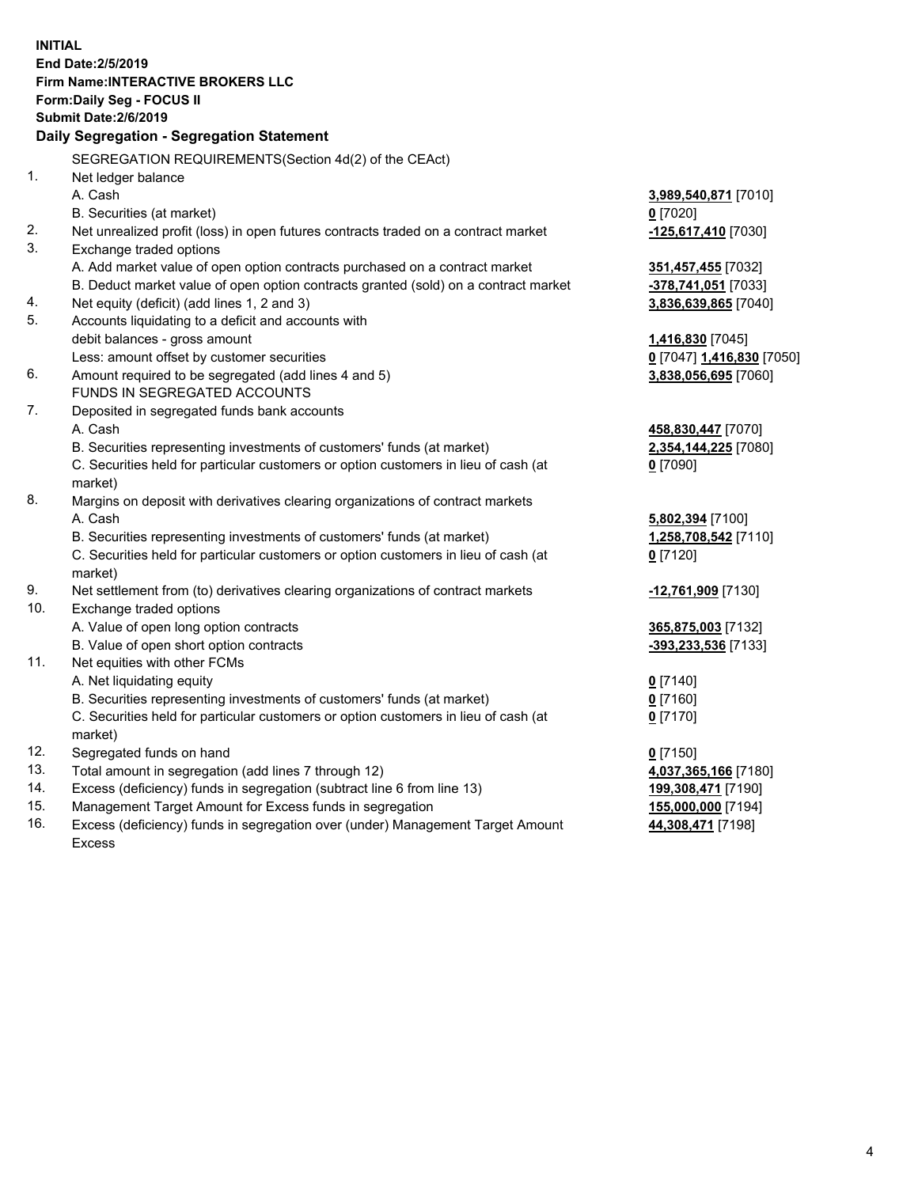**INITIAL**
**End Date:2/5/2019**
**Firm Name:INTERACTIVE BROKERS LLC**
**Form:Daily Seg - FOCUS II**
**Submit Date:2/6/2019**

**Daily Segregation - Segregation Statement**

SEGREGATION REQUIREMENTS(Section 4d(2) of the CEAct)

| | | |
|---|---|---|
| 1. | Net ledger balance | |
| | A. Cash | **3,989,540,871** [7010] |
| | B. Securities (at market) | **0** [7020] |
| 2. | Net unrealized profit (loss) in open futures contracts traded on a contract market | **-125,617,410** [7030] |
| 3. | Exchange traded options | |
| | A. Add market value of open option contracts purchased on a contract market | **351,457,455** [7032] |
| | B. Deduct market value of open option contracts granted (sold) on a contract market | **-378,741,051** [7033] |
| 4. | Net equity (deficit) (add lines 1, 2 and 3) | **3,836,639,865** [7040] |
| 5. | Accounts liquidating to a deficit and accounts with debit balances - gross amount | **1,416,830** [7045] |
| | Less: amount offset by customer securities | **0** [7047] **1,416,830** [7050] |
| 6. | Amount required to be segregated (add lines 4 and 5) | **3,838,056,695** [7060] |
| | FUNDS IN SEGREGATED ACCOUNTS | |
| 7. | Deposited in segregated funds bank accounts | |
| | A. Cash | **458,830,447** [7070] |
| | B. Securities representing investments of customers' funds (at market) | **2,354,144,225** [7080] |
| | C. Securities held for particular customers or option customers in lieu of cash (at market) | **0** [7090] |
| 8. | Margins on deposit with derivatives clearing organizations of contract markets | |
| | A. Cash | **5,802,394** [7100] |
| | B. Securities representing investments of customers' funds (at market) | **1,258,708,542** [7110] |
| | C. Securities held for particular customers or option customers in lieu of cash (at market) | **0** [7120] |
| 9. | Net settlement from (to) derivatives clearing organizations of contract markets | **-12,761,909** [7130] |
| 10. | Exchange traded options | |
| | A. Value of open long option contracts | **365,875,003** [7132] |
| | B. Value of open short option contracts | **-393,233,536** [7133] |
| 11. | Net equities with other FCMs | |
| | A. Net liquidating equity | **0** [7140] |
| | B. Securities representing investments of customers' funds (at market) | **0** [7160] |
| | C. Securities held for particular customers or option customers in lieu of cash (at market) | **0** [7170] |
| 12. | Segregated funds on hand | **0** [7150] |
| 13. | Total amount in segregation (add lines 7 through 12) | **4,037,365,166** [7180] |
| 14. | Excess (deficiency) funds in segregation (subtract line 6 from line 13) | **199,308,471** [7190] |
| 15. | Management Target Amount for Excess funds in segregation | **155,000,000** [7194] |
| 16. | Excess (deficiency) funds in segregation over (under) Management Target Amount Excess | **44,308,471** [7198] |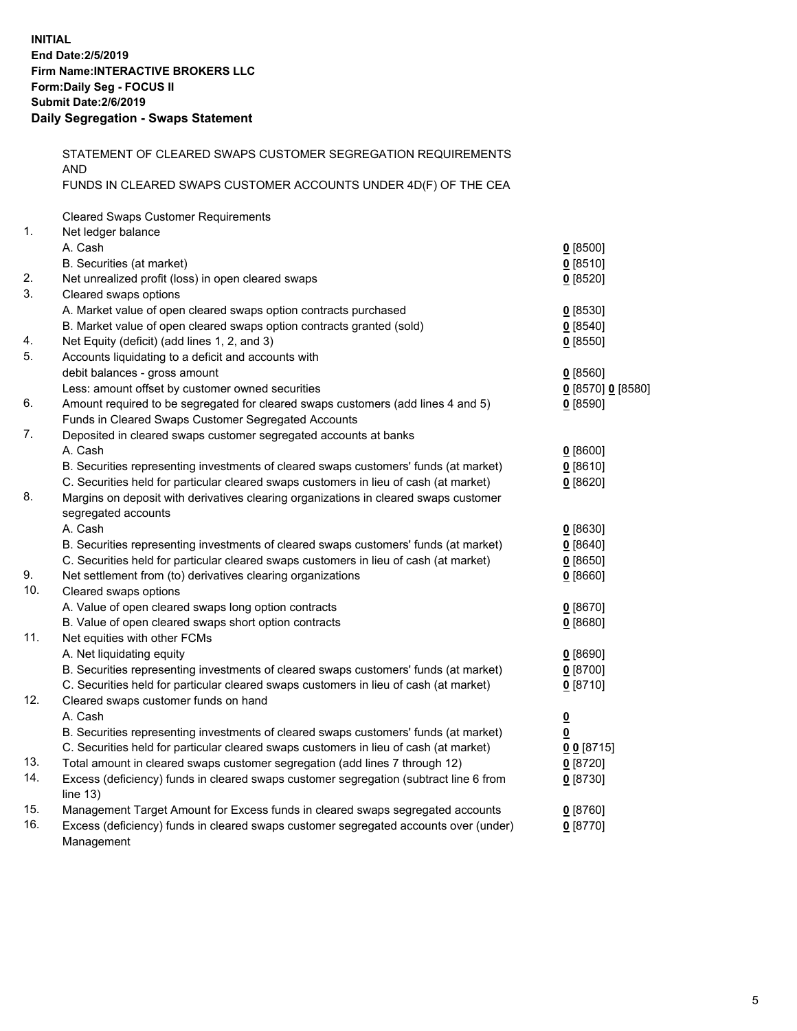**INITIAL**
**End Date:2/5/2019**
**Firm Name:INTERACTIVE BROKERS LLC**
**Form:Daily Seg - FOCUS II**
**Submit Date:2/6/2019**
**Daily Segregation - Swaps Statement**

STATEMENT OF CLEARED SWAPS CUSTOMER SEGREGATION REQUIREMENTS AND FUNDS IN CLEARED SWAPS CUSTOMER ACCOUNTS UNDER 4D(F) OF THE CEA

| | | |
|---|---|---|
| | Cleared Swaps Customer Requirements | |
| 1. | Net ledger balance | |
| | A. Cash | 0 [8500] |
| | B. Securities (at market) | 0 [8510] |
| 2. | Net unrealized profit (loss) in open cleared swaps | 0 [8520] |
| 3. | Cleared swaps options | |
| | A. Market value of open cleared swaps option contracts purchased | 0 [8530] |
| | B. Market value of open cleared swaps option contracts granted (sold) | 0 [8540] |
| 4. | Net Equity (deficit) (add lines 1, 2, and 3) | 0 [8550] |
| 5. | Accounts liquidating to a deficit and accounts with debit balances - gross amount | 0 [8560] |
| | Less: amount offset by customer owned securities | 0 [8570] 0 [8580] |
| 6. | Amount required to be segregated for cleared swaps customers (add lines 4 and 5) | 0 [8590] |
| | Funds in Cleared Swaps Customer Segregated Accounts | |
| 7. | Deposited in cleared swaps customer segregated accounts at banks | |
| | A. Cash | 0 [8600] |
| | B. Securities representing investments of cleared swaps customers' funds (at market) | 0 [8610] |
| | C. Securities held for particular cleared swaps customers in lieu of cash (at market) | 0 [8620] |
| 8. | Margins on deposit with derivatives clearing organizations in cleared swaps customer segregated accounts | |
| | A. Cash | 0 [8630] |
| | B. Securities representing investments of cleared swaps customers' funds (at market) | 0 [8640] |
| | C. Securities held for particular cleared swaps customers in lieu of cash (at market) | 0 [8650] |
| 9. | Net settlement from (to) derivatives clearing organizations | 0 [8660] |
| 10. | Cleared swaps options | |
| | A. Value of open cleared swaps long option contracts | 0 [8670] |
| | B. Value of open cleared swaps short option contracts | 0 [8680] |
| 11. | Net equities with other FCMs | |
| | A. Net liquidating equity | 0 [8690] |
| | B. Securities representing investments of cleared swaps customers' funds (at market) | 0 [8700] |
| | C. Securities held for particular cleared swaps customers in lieu of cash (at market) | 0 [8710] |
| 12. | Cleared swaps customer funds on hand | |
| | A. Cash | 0 |
| | B. Securities representing investments of cleared swaps customers' funds (at market) | 0 |
| | C. Securities held for particular cleared swaps customers in lieu of cash (at market) | 0 0 [8715] |
| 13. | Total amount in cleared swaps customer segregation (add lines 7 through 12) | 0 [8720] |
| 14. | Excess (deficiency) funds in cleared swaps customer segregation (subtract line 6 from line 13) | 0 [8730] |
| 15. | Management Target Amount for Excess funds in cleared swaps segregated accounts | 0 [8760] |
| 16. | Excess (deficiency) funds in cleared swaps customer segregated accounts over (under) Management | 0 [8770] |